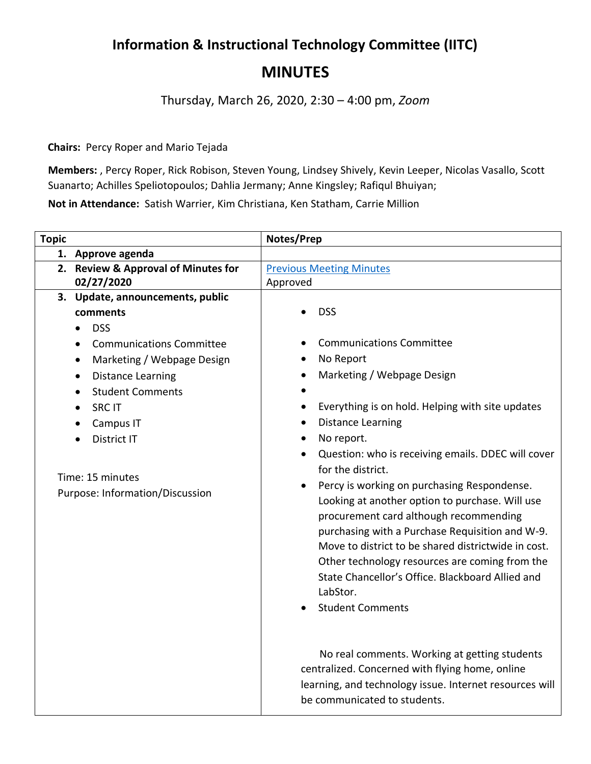# Information & Instructional Technology Committee (IITC)

## MINUTES

Thursday, March 26, 2020, 2:30 – 4:00 pm, *Zoom*

**Chairs:** Percy Roper and Mario Tejada

**Members:** , Percy Roper, Rick Robison, Steven Young, Lindsey Shively, Kevin Leeper, Nicolas Vasallo, Scott Suanarto; Achilles Speliotopoulos; Dahlia Jermany; Anne Kingsley; Rafiqul Bhuiyan;

**Not in Attendance:** Satish Warrier, Kim Christiana, Ken Statham, Carrie Million

| Topic | Notes/Prep |
|---|---|
| **1. Approve agenda** | |
| **2. Review & Approval of Minutes for 02/27/2020** | [Previous Meeting Minutes]<br>Approved |
| **3. Update, announcements, public comments**<br>• DSS<br>• Communications Committee<br>• Marketing / Webpage Design<br>• Distance Learning<br>• Student Comments<br>• SRC IT<br>• Campus IT<br>• District IT<br><br>Time: 15 minutes<br>Purpose: Information/Discussion | • DSS<br><br>• Communications Committee<br>• No Report<br>• Marketing / Webpage Design<br>•<br>• Everything is on hold. Helping with site updates<br>• Distance Learning<br>• No report.<br>• Question: who is receiving emails. DDEC will cover for the district.<br>• Percy is working on purchasing Respondense. Looking at another option to purchase. Will use procurement card although recommending purchasing with a Purchase Requisition and W-9. Move to district to be shared districtwide in cost. Other technology resources are coming from the State Chancellor's Office. Blackboard Allied and LabStor.<br>• Student Comments<br><br>No real comments. Working at getting students centralized. Concerned with flying home, online learning, and technology issue. Internet resources will be communicated to students. |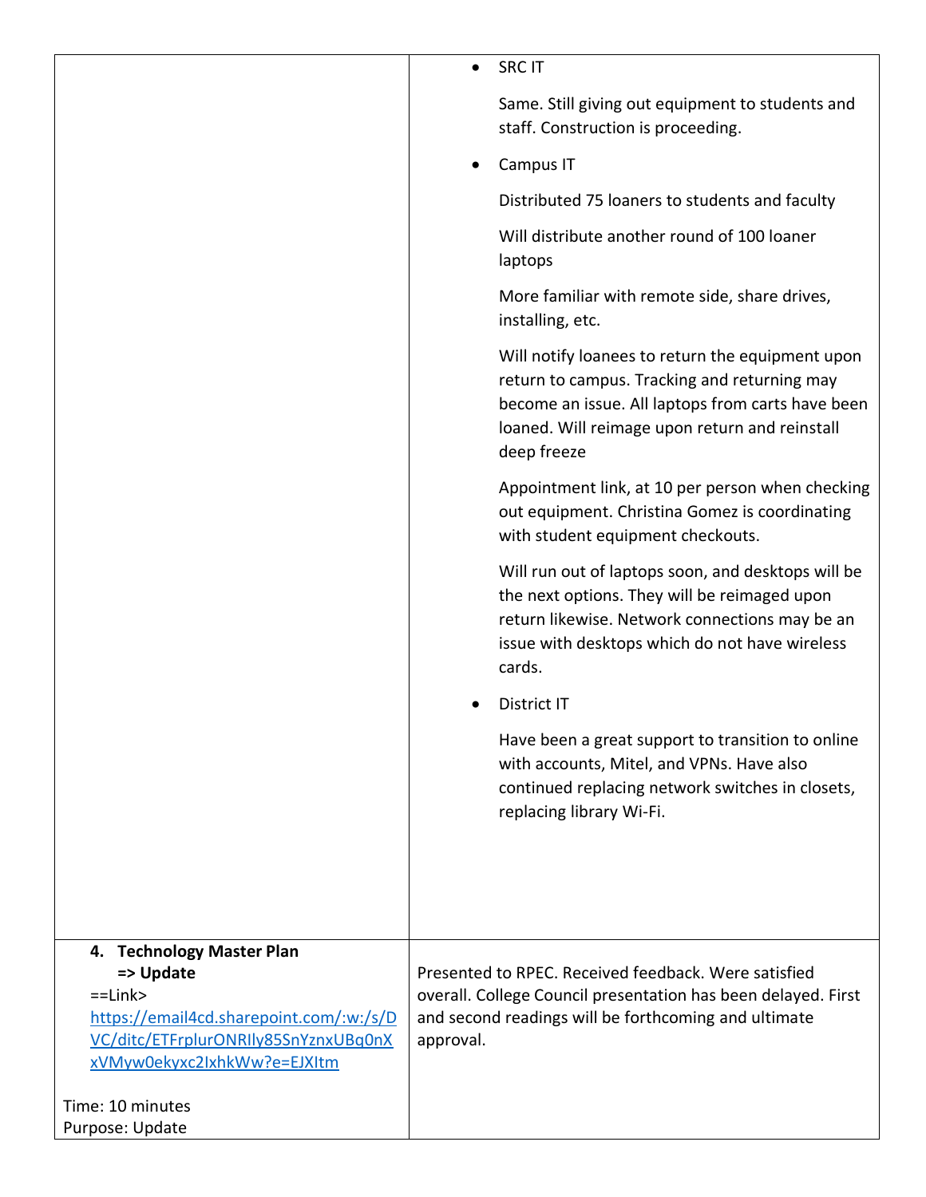| | |
|---|---|
| | • SRC IT<br><br>Same. Still giving out equipment to students and staff. Construction is proceeding.<br><br>• Campus IT<br><br>Distributed 75 loaners to students and faculty<br><br>Will distribute another round of 100 loaner laptops<br><br>More familiar with remote side, share drives, installing, etc.<br><br>Will notify loanees to return the equipment upon return to campus. Tracking and returning may become an issue. All laptops from carts have been loaned. Will reimage upon return and reinstall deep freeze<br><br>Appointment link, at 10 per person when checking out equipment. Christina Gomez is coordinating with student equipment checkouts.<br><br>Will run out of laptops soon, and desktops will be the next options. They will be reimaged upon return likewise. Network connections may be an issue with desktops which do not have wireless cards.<br><br>• District IT<br><br>Have been a great support to transition to online with accounts, Mitel, and VPNs. Have also continued replacing network switches in closets, replacing library Wi-Fi. |
| **4. Technology Master Plan => Update**<br>==Link> [https://email4cd.sharepoint.com/:w:/s/DVC/ditc/ETFrplurONRIly85SnYznxUBq0nXxVMyw0ekyxc2IxhkWw?e=EJXItm](https://email4cd.sharepoint.com/:w:/s/DVC/ditc/ETFrplurONRIly85SnYznxUBq0nXxVMyw0ekyxc2IxhkWw?e=EJXItm)<br><br>Time: 10 minutes<br>Purpose: Update | Presented to RPEC. Received feedback. Were satisfied overall. College Council presentation has been delayed. First and second readings will be forthcoming and ultimate approval. |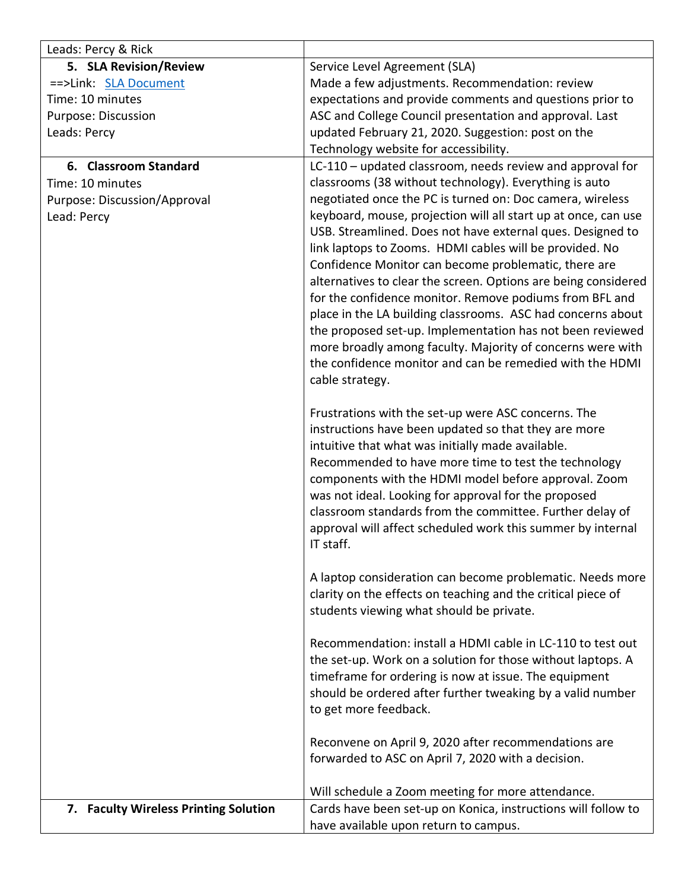| Leads: Percy & Rick | |
|---|---|
| **5. SLA Revision/Review**<br>==>Link: [SLA Document]<br>Time: 10 minutes<br>Purpose: Discussion<br>Leads: Percy | Service Level Agreement (SLA)<br>Made a few adjustments. Recommendation: review expectations and provide comments and questions prior to ASC and College Council presentation and approval. Last updated February 21, 2020. Suggestion: post on the Technology website for accessibility. |
| **6. Classroom Standard**<br>Time: 10 minutes<br>Purpose: Discussion/Approval<br>Lead: Percy | LC-110 – updated classroom, needs review and approval for classrooms (38 without technology). Everything is auto negotiated once the PC is turned on: Doc camera, wireless keyboard, mouse, projection will all start up at once, can use USB. Streamlined. Does not have external ques. Designed to link laptops to Zooms. HDMI cables will be provided. No Confidence Monitor can become problematic, there are alternatives to clear the screen. Options are being considered for the confidence monitor. Remove podiums from BFL and place in the LA building classrooms. ASC had concerns about the proposed set-up. Implementation has not been reviewed more broadly among faculty. Majority of concerns were with the confidence monitor and can be remedied with the HDMI cable strategy.<br><br>Frustrations with the set-up were ASC concerns. The instructions have been updated so that they are more intuitive that what was initially made available. Recommended to have more time to test the technology components with the HDMI model before approval. Zoom was not ideal. Looking for approval for the proposed classroom standards from the committee. Further delay of approval will affect scheduled work this summer by internal IT staff.<br><br>A laptop consideration can become problematic. Needs more clarity on the effects on teaching and the critical piece of students viewing what should be private.<br><br>Recommendation: install a HDMI cable in LC-110 to test out the set-up. Work on a solution for those without laptops. A timeframe for ordering is now at issue. The equipment should be ordered after further tweaking by a valid number to get more feedback.<br><br>Reconvene on April 9, 2020 after recommendations are forwarded to ASC on April 7, 2020 with a decision.<br><br>Will schedule a Zoom meeting for more attendance. |
| **7. Faculty Wireless Printing Solution** | Cards have been set-up on Konica, instructions will follow to have available upon return to campus. |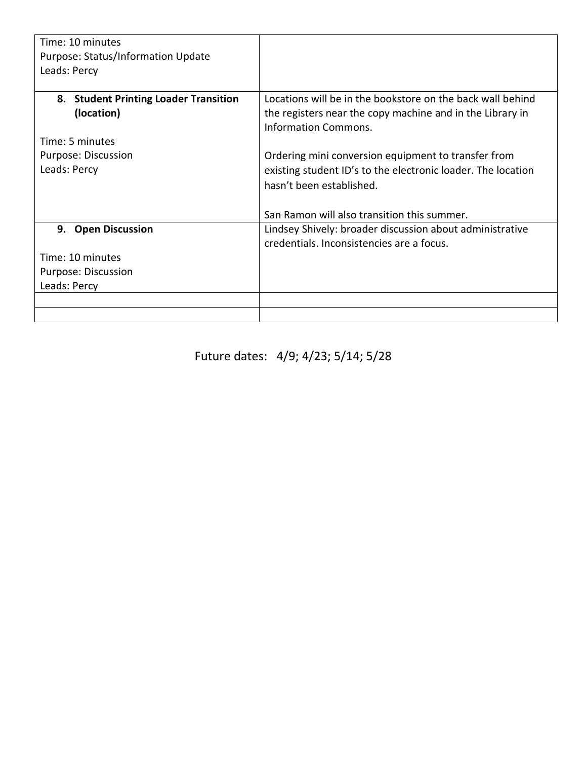| | |
|---|---|
| Time: 10 minutes<br>Purpose: Status/Information Update<br>Leads: Percy | |
| **8. Student Printing Loader Transition (location)**<br><br>Time: 5 minutes<br>Purpose: Discussion<br>Leads: Percy | Locations will be in the bookstore on the back wall behind the registers near the copy machine and in the Library in Information Commons.<br><br>Ordering mini conversion equipment to transfer from existing student ID's to the electronic loader. The location hasn't been established.<br><br>San Ramon will also transition this summer. |
| **9. Open Discussion**<br><br>Time: 10 minutes<br>Purpose: Discussion<br>Leads: Percy | Lindsey Shively: broader discussion about administrative credentials. Inconsistencies are a focus. |
| | |
| | |

Future dates: 4/9; 4/23; 5/14; 5/28